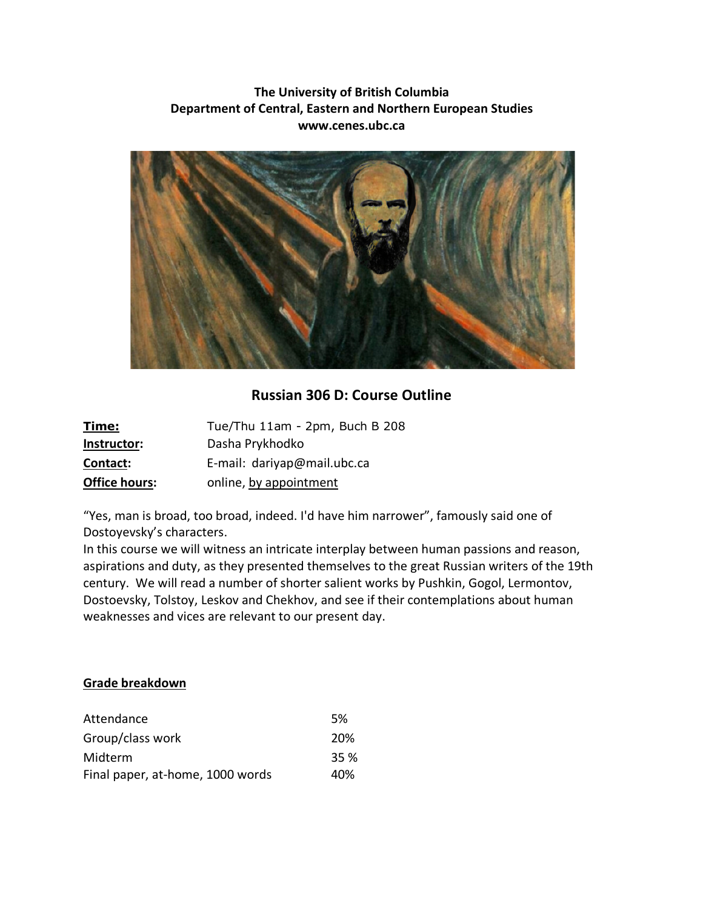**The University of British Columbia**
**Department of Central, Eastern and Northern European Studies**
**www.cenes.ubc.ca**

## Russian 306 D: Course Outline

| | |
|---|---|
| **Time:** | Tue/Thu 11am - 2pm, Buch B 208 |
| **Instructor:** | Dasha Prykhodko |
| **Contact:** | E-mail: dariyap@mail.ubc.ca |
| **Office hours:** | online, by appointment |

"Yes, man is broad, too broad, indeed. I'd have him narrower", famously said one of Dostoyevsky's characters.

In this course we will witness an intricate interplay between human passions and reason, aspirations and duty, as they presented themselves to the great Russian writers of the 19th century. We will read a number of shorter salient works by Pushkin, Gogol, Lermontov, Dostoevsky, Tolstoy, Leskov and Chekhov, and see if their contemplations about human weaknesses and vices are relevant to our present day.

### Grade breakdown

| | |
|---|---|
| Attendance | 5% |
| Group/class work | 20% |
| Midterm | 35 % |
| Final paper, at-home, 1000 words | 40% |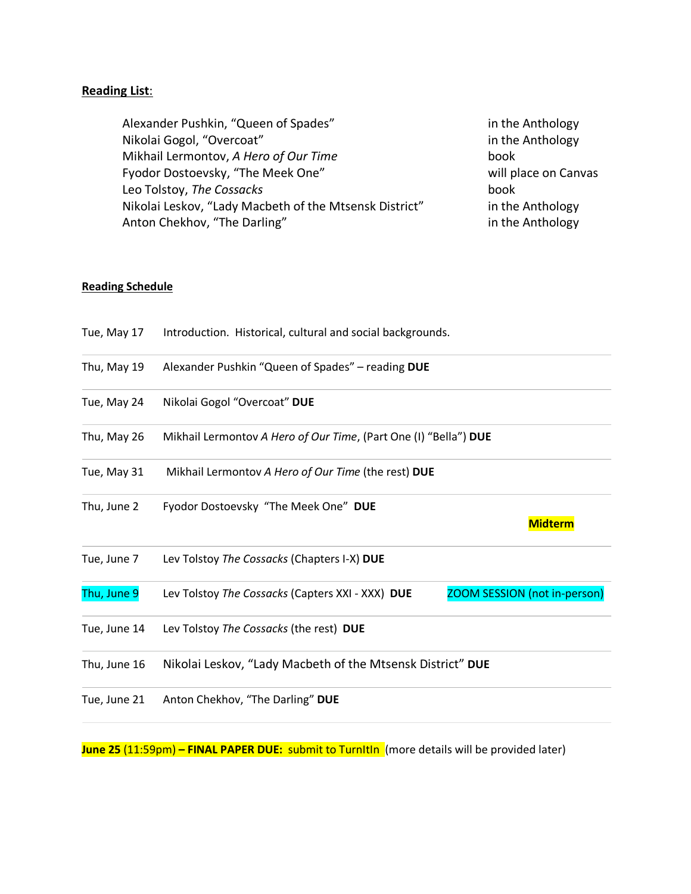**Reading List**:

| | |
|---|---|
| Alexander Pushkin, "Queen of Spades" | in the Anthology |
| Nikolai Gogol, "Overcoat" | in the Anthology |
| Mikhail Lermontov, *A Hero of Our Time* | book |
| Fyodor Dostoevsky, "The Meek One" | will place on Canvas |
| Leo Tolstoy, *The Cossacks* | book |
| Nikolai Leskov, "Lady Macbeth of the Mtsensk District" | in the Anthology |
| Anton Chekhov, "The Darling" | in the Anthology |

**Reading Schedule**

| | | |
|---|---|---|
| Tue, May 17 | Introduction. Historical, cultural and social backgrounds. | |
| Thu, May 19 | Alexander Pushkin "Queen of Spades" – reading **DUE** | |
| Tue, May 24 | Nikolai Gogol "Overcoat" **DUE** | |
| Thu, May 26 | Mikhail Lermontov *A Hero of Our Time*, (Part One (I) "Bella") **DUE** | |
| Tue, May 31 | Mikhail Lermontov *A Hero of Our Time* (the rest) **DUE** | |
| Thu, June 2 | Fyodor Dostoevsky "The Meek One" **DUE** | **Midterm** |
| Tue, June 7 | Lev Tolstoy *The Cossacks* (Chapters I-X) **DUE** | |
| Thu, June 9 | Lev Tolstoy *The Cossacks* (Capters XXI - XXX) **DUE** | ZOOM SESSION (not in-person) |
| Tue, June 14 | Lev Tolstoy *The Cossacks* (the rest) **DUE** | |
| Thu, June 16 | Nikolai Leskov, "Lady Macbeth of the Mtsensk District" **DUE** | |
| Tue, June 21 | Anton Chekhov, "The Darling" **DUE** | |

**June 25** (11:59pm) **– FINAL PAPER DUE:** submit to TurnItIn (more details will be provided later)